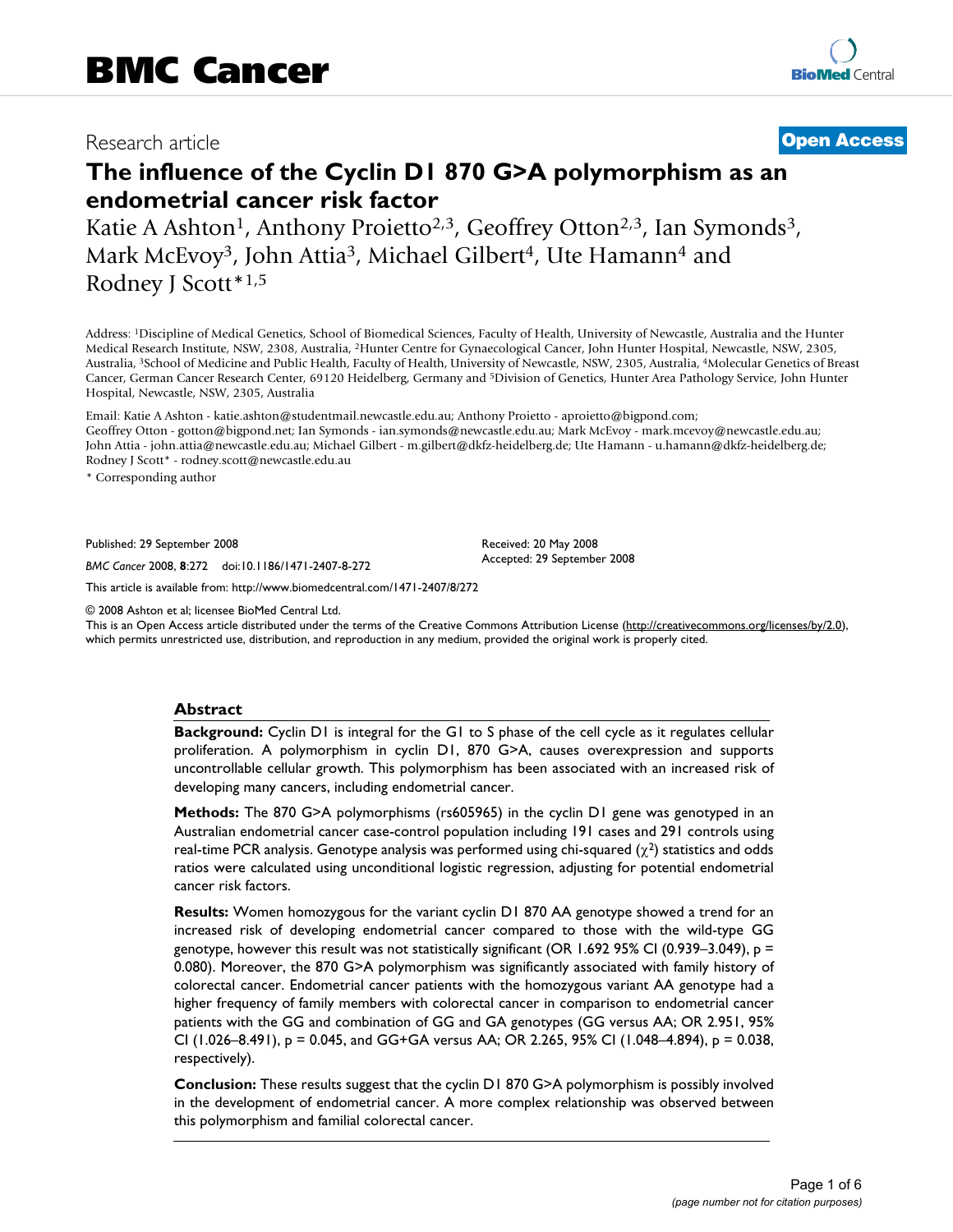# BMC Cancer

Research article

**Open Access**

# The influence of the Cyclin D1 870 G>A polymorphism as an endometrial cancer risk factor

Katie A Ashton[1], Anthony Proietto[2,3], Geoffrey Otton[2,3], Ian Symonds[3], Mark McEvoy[3], John Attia[3], Michael Gilbert[4], Ute Hamann[4] and Rodney J Scott*[1,5]

Address: [1]Discipline of Medical Genetics, School of Biomedical Sciences, Faculty of Health, University of Newcastle, Australia and the Hunter Medical Research Institute, NSW, 2308, Australia, [2]Hunter Centre for Gynaecological Cancer, John Hunter Hospital, Newcastle, NSW, 2305, Australia, [3]School of Medicine and Public Health, Faculty of Health, University of Newcastle, NSW, 2305, Australia, [4]Molecular Genetics of Breast Cancer, German Cancer Research Center, 69120 Heidelberg, Germany and [5]Division of Genetics, Hunter Area Pathology Service, John Hunter Hospital, Newcastle, NSW, 2305, Australia

Email: Katie A Ashton - katie.ashton@studentmail.newcastle.edu.au; Anthony Proietto - aproietto@bigpond.com; Geoffrey Otton - gotton@bigpond.net; Ian Symonds - ian.symonds@newcastle.edu.au; Mark McEvoy - mark.mcevoy@newcastle.edu.au; John Attia - john.attia@newcastle.edu.au; Michael Gilbert - m.gilbert@dkfz-heidelberg.de; Ute Hamann - u.hamann@dkfz-heidelberg.de; Rodney J Scott* - rodney.scott@newcastle.edu.au

* Corresponding author

Published: 29 September 2008

*BMC Cancer* 2008, **8**:272 doi:10.1186/1471-2407-8-272

Received: 20 May 2008

Accepted: 29 September 2008

This article is available from: http://www.biomedcentral.com/1471-2407/8/272

© 2008 Ashton et al; licensee BioMed Central Ltd.

This is an Open Access article distributed under the terms of the Creative Commons Attribution License (http://creativecommons.org/licenses/by/2.0), which permits unrestricted use, distribution, and reproduction in any medium, provided the original work is properly cited.

## Abstract

**Background:** Cyclin D1 is integral for the G1 to S phase of the cell cycle as it regulates cellular proliferation. A polymorphism in cyclin D1, 870 G>A, causes overexpression and supports uncontrollable cellular growth. This polymorphism has been associated with an increased risk of developing many cancers, including endometrial cancer.

**Methods:** The 870 G>A polymorphisms (rs605965) in the cyclin D1 gene was genotyped in an Australian endometrial cancer case-control population including 191 cases and 291 controls using real-time PCR analysis. Genotype analysis was performed using chi-squared ($\chi^2$) statistics and odds ratios were calculated using unconditional logistic regression, adjusting for potential endometrial cancer risk factors.

**Results:** Women homozygous for the variant cyclin D1 870 AA genotype showed a trend for an increased risk of developing endometrial cancer compared to those with the wild-type GG genotype, however this result was not statistically significant (OR 1.692 95% CI (0.939–3.049), p = 0.080). Moreover, the 870 G>A polymorphism was significantly associated with family history of colorectal cancer. Endometrial cancer patients with the homozygous variant AA genotype had a higher frequency of family members with colorectal cancer in comparison to endometrial cancer patients with the GG and combination of GG and GA genotypes (GG versus AA; OR 2.951, 95% CI (1.026–8.491), p = 0.045, and GG+GA versus AA; OR 2.265, 95% CI (1.048–4.894), p = 0.038, respectively).

**Conclusion:** These results suggest that the cyclin D1 870 G>A polymorphism is possibly involved in the development of endometrial cancer. A more complex relationship was observed between this polymorphism and familial colorectal cancer.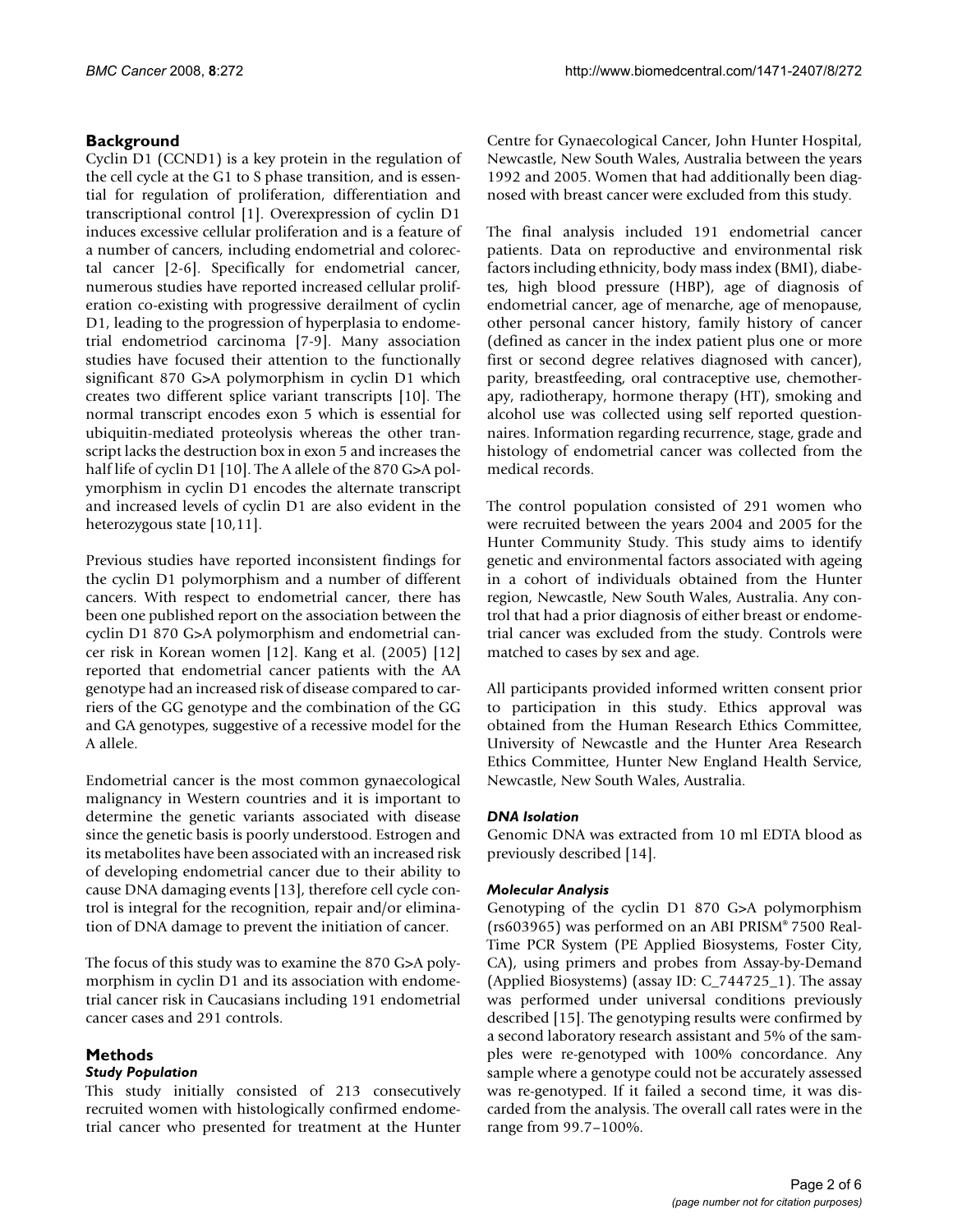## Background

Cyclin D1 (CCND1) is a key protein in the regulation of the cell cycle at the G1 to S phase transition, and is essential for regulation of proliferation, differentiation and transcriptional control [1]. Overexpression of cyclin D1 induces excessive cellular proliferation and is a feature of a number of cancers, including endometrial and colorectal cancer [2-6]. Specifically for endometrial cancer, numerous studies have reported increased cellular proliferation co-existing with progressive derailment of cyclin D1, leading to the progression of hyperplasia to endometrial endometriod carcinoma [7-9]. Many association studies have focused their attention to the functionally significant 870 G>A polymorphism in cyclin D1 which creates two different splice variant transcripts [10]. The normal transcript encodes exon 5 which is essential for ubiquitin-mediated proteolysis whereas the other transcript lacks the destruction box in exon 5 and increases the half life of cyclin D1 [10]. The A allele of the 870 G>A polymorphism in cyclin D1 encodes the alternate transcript and increased levels of cyclin D1 are also evident in the heterozygous state [10,11].

Previous studies have reported inconsistent findings for the cyclin D1 polymorphism and a number of different cancers. With respect to endometrial cancer, there has been one published report on the association between the cyclin D1 870 G>A polymorphism and endometrial cancer risk in Korean women [12]. Kang et al. (2005) [12] reported that endometrial cancer patients with the AA genotype had an increased risk of disease compared to carriers of the GG genotype and the combination of the GG and GA genotypes, suggestive of a recessive model for the A allele.

Endometrial cancer is the most common gynaecological malignancy in Western countries and it is important to determine the genetic variants associated with disease since the genetic basis is poorly understood. Estrogen and its metabolites have been associated with an increased risk of developing endometrial cancer due to their ability to cause DNA damaging events [13], therefore cell cycle control is integral for the recognition, repair and/or elimination of DNA damage to prevent the initiation of cancer.

The focus of this study was to examine the 870 G>A polymorphism in cyclin D1 and its association with endometrial cancer risk in Caucasians including 191 endometrial cancer cases and 291 controls.

## Methods

### *Study Population*

This study initially consisted of 213 consecutively recruited women with histologically confirmed endometrial cancer who presented for treatment at the Hunter Centre for Gynaecological Cancer, John Hunter Hospital, Newcastle, New South Wales, Australia between the years 1992 and 2005. Women that had additionally been diagnosed with breast cancer were excluded from this study.

The final analysis included 191 endometrial cancer patients. Data on reproductive and environmental risk factors including ethnicity, body mass index (BMI), diabetes, high blood pressure (HBP), age of diagnosis of endometrial cancer, age of menarche, age of menopause, other personal cancer history, family history of cancer (defined as cancer in the index patient plus one or more first or second degree relatives diagnosed with cancer), parity, breastfeeding, oral contraceptive use, chemotherapy, radiotherapy, hormone therapy (HT), smoking and alcohol use was collected using self reported questionnaires. Information regarding recurrence, stage, grade and histology of endometrial cancer was collected from the medical records.

The control population consisted of 291 women who were recruited between the years 2004 and 2005 for the Hunter Community Study. This study aims to identify genetic and environmental factors associated with ageing in a cohort of individuals obtained from the Hunter region, Newcastle, New South Wales, Australia. Any control that had a prior diagnosis of either breast or endometrial cancer was excluded from the study. Controls were matched to cases by sex and age.

All participants provided informed written consent prior to participation in this study. Ethics approval was obtained from the Human Research Ethics Committee, University of Newcastle and the Hunter Area Research Ethics Committee, Hunter New England Health Service, Newcastle, New South Wales, Australia.

### *DNA Isolation*

Genomic DNA was extracted from 10 ml EDTA blood as previously described [14].

### *Molecular Analysis*

Genotyping of the cyclin D1 870 G>A polymorphism (rs603965) was performed on an ABI PRISM® 7500 Real-Time PCR System (PE Applied Biosystems, Foster City, CA), using primers and probes from Assay-by-Demand (Applied Biosystems) (assay ID: C_744725_1). The assay was performed under universal conditions previously described [15]. The genotyping results were confirmed by a second laboratory research assistant and 5% of the samples were re-genotyped with 100% concordance. Any sample where a genotype could not be accurately assessed was re-genotyped. If it failed a second time, it was discarded from the analysis. The overall call rates were in the range from 99.7–100%.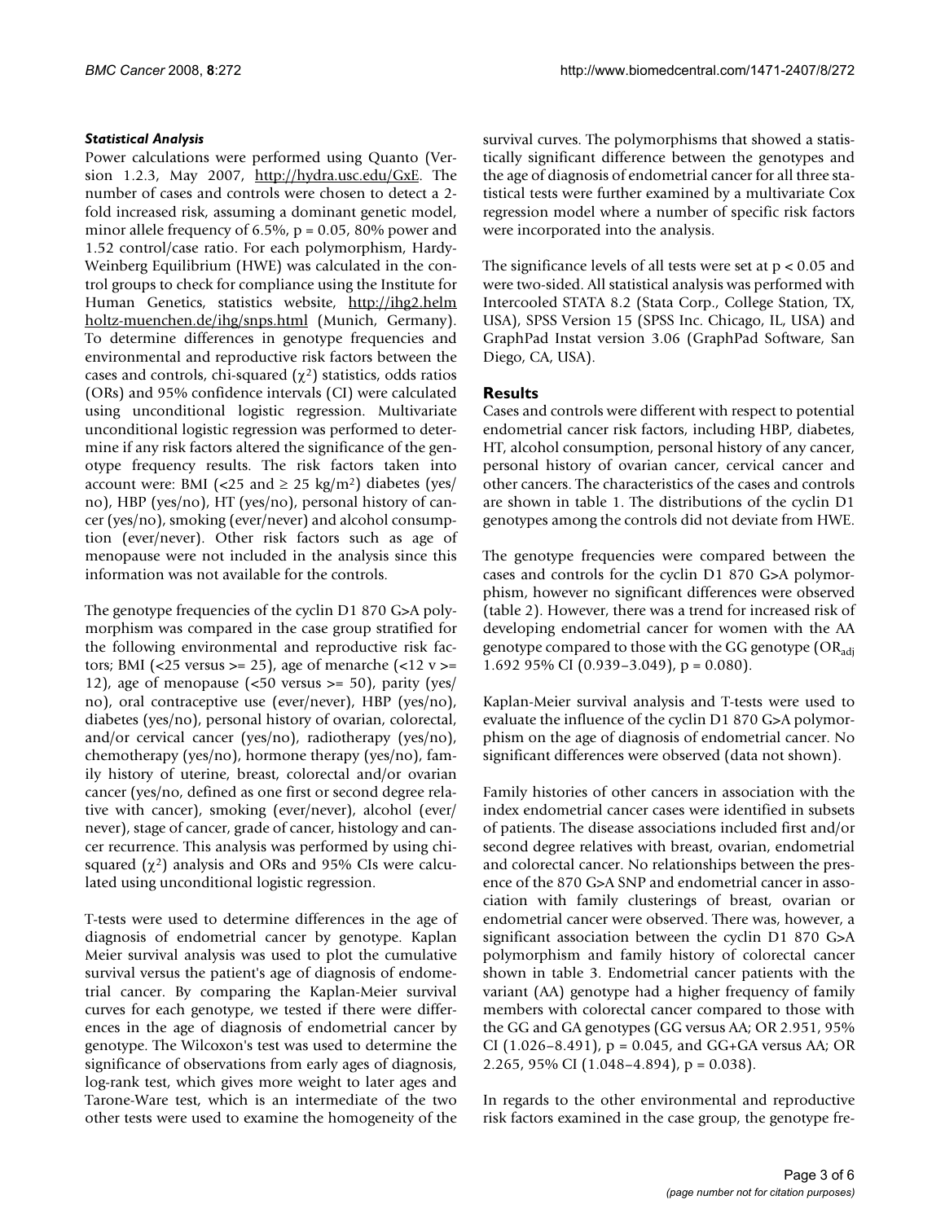#### *Statistical Analysis*

Power calculations were performed using Quanto (Version 1.2.3, May 2007, http://hydra.usc.edu/GxE. The number of cases and controls were chosen to detect a 2-fold increased risk, assuming a dominant genetic model, minor allele frequency of 6.5%, p = 0.05, 80% power and 1.52 control/case ratio. For each polymorphism, Hardy-Weinberg Equilibrium (HWE) was calculated in the control groups to check for compliance using the Institute for Human Genetics, statistics website, http://ihg2.helmholtz-muenchen.de/ihg/snps.html (Munich, Germany). To determine differences in genotype frequencies and environmental and reproductive risk factors between the cases and controls, chi-squared ($\chi^2$) statistics, odds ratios (ORs) and 95% confidence intervals (CI) were calculated using unconditional logistic regression. Multivariate unconditional logistic regression was performed to determine if any risk factors altered the significance of the genotype frequency results. The risk factors taken into account were: BMI (<25 and ≥ 25 kg/m$^2$) diabetes (yes/no), HBP (yes/no), HT (yes/no), personal history of cancer (yes/no), smoking (ever/never) and alcohol consumption (ever/never). Other risk factors such as age of menopause were not included in the analysis since this information was not available for the controls.

The genotype frequencies of the cyclin D1 870 G>A polymorphism was compared in the case group stratified for the following environmental and reproductive risk factors; BMI (<25 versus >= 25), age of menarche (<12 v >= 12), age of menopause (<50 versus >= 50), parity (yes/no), oral contraceptive use (ever/never), HBP (yes/no), diabetes (yes/no), personal history of ovarian, colorectal, and/or cervical cancer (yes/no), radiotherapy (yes/no), chemotherapy (yes/no), hormone therapy (yes/no), family history of uterine, breast, colorectal and/or ovarian cancer (yes/no, defined as one first or second degree relative with cancer), smoking (ever/never), alcohol (ever/never), stage of cancer, grade of cancer, histology and cancer recurrence. This analysis was performed by using chi-squared ($\chi^2$) analysis and ORs and 95% CIs were calculated using unconditional logistic regression.

T-tests were used to determine differences in the age of diagnosis of endometrial cancer by genotype. Kaplan Meier survival analysis was used to plot the cumulative survival versus the patient's age of diagnosis of endometrial cancer. By comparing the Kaplan-Meier survival curves for each genotype, we tested if there were differences in the age of diagnosis of endometrial cancer by genotype. The Wilcoxon's test was used to determine the significance of observations from early ages of diagnosis, log-rank test, which gives more weight to later ages and Tarone-Ware test, which is an intermediate of the two other tests were used to examine the homogeneity of the survival curves. The polymorphisms that showed a statistically significant difference between the genotypes and the age of diagnosis of endometrial cancer for all three statistical tests were further examined by a multivariate Cox regression model where a number of specific risk factors were incorporated into the analysis.

The significance levels of all tests were set at p < 0.05 and were two-sided. All statistical analysis was performed with Intercooled STATA 8.2 (Stata Corp., College Station, TX, USA), SPSS Version 15 (SPSS Inc. Chicago, IL, USA) and GraphPad Instat version 3.06 (GraphPad Software, San Diego, CA, USA).

## Results

Cases and controls were different with respect to potential endometrial cancer risk factors, including HBP, diabetes, HT, alcohol consumption, personal history of any cancer, personal history of ovarian cancer, cervical cancer and other cancers. The characteristics of the cases and controls are shown in table 1. The distributions of the cyclin D1 genotypes among the controls did not deviate from HWE.

The genotype frequencies were compared between the cases and controls for the cyclin D1 870 G>A polymorphism, however no significant differences were observed (table 2). However, there was a trend for increased risk of developing endometrial cancer for women with the AA genotype compared to those with the GG genotype ($OR_{adj}$ 1.692 95% CI (0.939–3.049), p = 0.080).

Kaplan-Meier survival analysis and T-tests were used to evaluate the influence of the cyclin D1 870 G>A polymorphism on the age of diagnosis of endometrial cancer. No significant differences were observed (data not shown).

Family histories of other cancers in association with the index endometrial cancer cases were identified in subsets of patients. The disease associations included first and/or second degree relatives with breast, ovarian, endometrial and colorectal cancer. No relationships between the presence of the 870 G>A SNP and endometrial cancer in association with family clusterings of breast, ovarian or endometrial cancer were observed. There was, however, a significant association between the cyclin D1 870 G>A polymorphism and family history of colorectal cancer shown in table 3. Endometrial cancer patients with the variant (AA) genotype had a higher frequency of family members with colorectal cancer compared to those with the GG and GA genotypes (GG versus AA; OR 2.951, 95% CI (1.026–8.491), p = 0.045, and GG+GA versus AA; OR 2.265, 95% CI (1.048–4.894), p = 0.038).

In regards to the other environmental and reproductive risk factors examined in the case group, the genotype fre-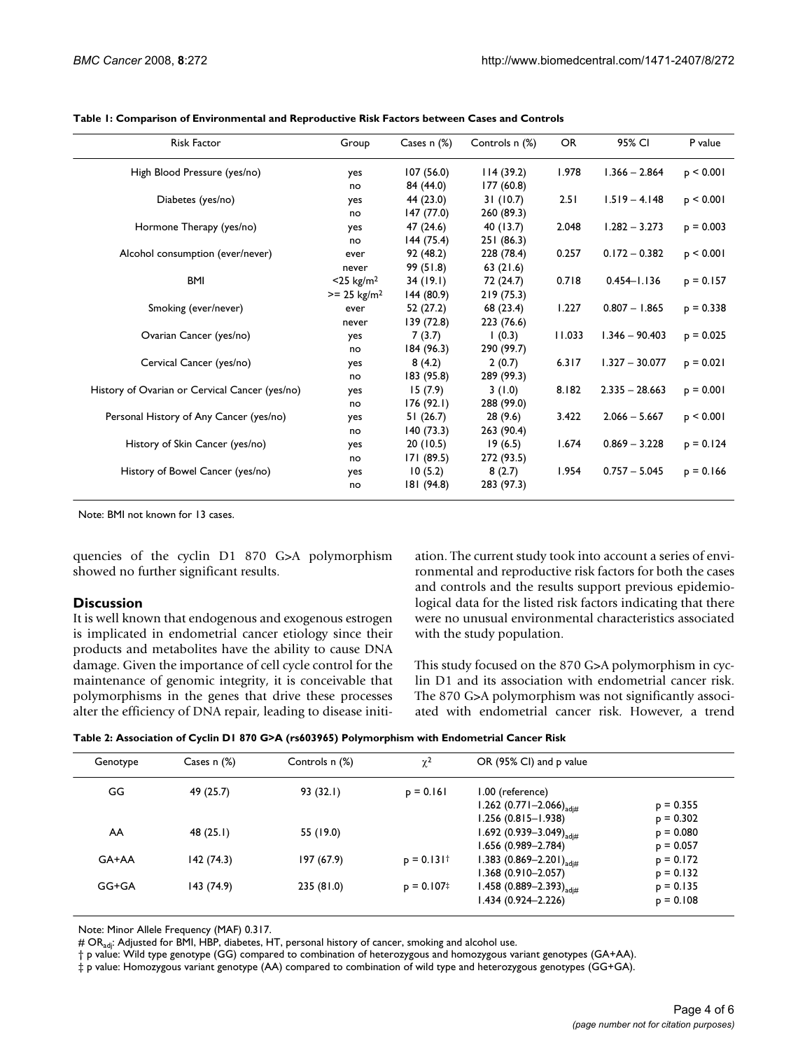**Table 1: Comparison of Environmental and Reproductive Risk Factors between Cases and Controls**

| Risk Factor | Group | Cases n (%) | Controls n (%) | OR | 95% CI | P value |
|---|---|---|---|---|---|---|
| High Blood Pressure (yes/no) | yes | 107 (56.0) | 114 (39.2) | 1.978 | 1.366 – 2.864 | p < 0.001 |
| | no | 84 (44.0) | 177 (60.8) | | | |
| Diabetes (yes/no) | yes | 44 (23.0) | 31 (10.7) | 2.51 | 1.519 – 4.148 | p < 0.001 |
| | no | 147 (77.0) | 260 (89.3) | | | |
| Hormone Therapy (yes/no) | yes | 47 (24.6) | 40 (13.7) | 2.048 | 1.282 – 3.273 | p = 0.003 |
| | no | 144 (75.4) | 251 (86.3) | | | |
| Alcohol consumption (ever/never) | ever | 92 (48.2) | 228 (78.4) | 0.257 | 0.172 – 0.382 | p < 0.001 |
| | never | 99 (51.8) | 63 (21.6) | | | |
| BMI | <25 kg/m$^2$ | 34 (19.1) | 72 (24.7) | 0.718 | 0.454–1.136 | p = 0.157 |
| | >= 25 kg/m$^2$ | 144 (80.9) | 219 (75.3) | | | |
| Smoking (ever/never) | ever | 52 (27.2) | 68 (23.4) | 1.227 | 0.807 – 1.865 | p = 0.338 |
| | never | 139 (72.8) | 223 (76.6) | | | |
| Ovarian Cancer (yes/no) | yes | 7 (3.7) | 1 (0.3) | 11.033 | 1.346 – 90.403 | p = 0.025 |
| | no | 184 (96.3) | 290 (99.7) | | | |
| Cervical Cancer (yes/no) | yes | 8 (4.2) | 2 (0.7) | 6.317 | 1.327 – 30.077 | p = 0.021 |
| | no | 183 (95.8) | 289 (99.3) | | | |
| History of Ovarian or Cervical Cancer (yes/no) | yes | 15 (7.9) | 3 (1.0) | 8.182 | 2.335 – 28.663 | p = 0.001 |
| | no | 176 (92.1) | 288 (99.0) | | | |
| Personal History of Any Cancer (yes/no) | yes | 51 (26.7) | 28 (9.6) | 3.422 | 2.066 – 5.667 | p < 0.001 |
| | no | 140 (73.3) | 263 (90.4) | | | |
| History of Skin Cancer (yes/no) | yes | 20 (10.5) | 19 (6.5) | 1.674 | 0.869 – 3.228 | p = 0.124 |
| | no | 171 (89.5) | 272 (93.5) | | | |
| History of Bowel Cancer (yes/no) | yes | 10 (5.2) | 8 (2.7) | 1.954 | 0.757 – 5.045 | p = 0.166 |
| | no | 181 (94.8) | 283 (97.3) | | | |

Note: BMI not known for 13 cases.

quencies of the cyclin D1 870 G>A polymorphism showed no further significant results.

## Discussion

It is well known that endogenous and exogenous estrogen is implicated in endometrial cancer etiology since their products and metabolites have the ability to cause DNA damage. Given the importance of cell cycle control for the maintenance of genomic integrity, it is conceivable that polymorphisms in the genes that drive these processes alter the efficiency of DNA repair, leading to disease initiation. The current study took into account a series of environmental and reproductive risk factors for both the cases and controls and the results support previous epidemiological data for the listed risk factors indicating that there were no unusual environmental characteristics associated with the study population.

This study focused on the 870 G>A polymorphism in cyclin D1 and its association with endometrial cancer risk. The 870 G>A polymorphism was not significantly associated with endometrial cancer risk. However, a trend

**Table 2: Association of Cyclin D1 870 G>A (rs603965) Polymorphism with Endometrial Cancer Risk**

| Genotype | Cases n (%) | Controls n (%) | $\chi^2$ | OR (95% CI) and p value | |
|---|---|---|---|---|---|
| GG | 49 (25.7) | 93 (32.1) | p = 0.161 | 1.00 (reference) | |
| | | | | 1.262 (0.771–2.066)$_{adj\#}$ | p = 0.355 |
| | | | | 1.256 (0.815–1.938) | p = 0.302 |
| AA | 48 (25.1) | 55 (19.0) | | 1.692 (0.939–3.049)$_{adj\#}$ | p = 0.080 |
| | | | | 1.656 (0.989–2.784) | p = 0.057 |
| GA+AA | 142 (74.3) | 197 (67.9) | p = 0.131† | 1.383 (0.869–2.201)$_{adj\#}$ | p = 0.172 |
| | | | | 1.368 (0.910–2.057) | p = 0.132 |
| GG+GA | 143 (74.9) | 235 (81.0) | p = 0.107‡ | 1.458 (0.889–2.393)$_{adj\#}$ | p = 0.135 |
| | | | | 1.434 (0.924–2.226) | p = 0.108 |

Note: Minor Allele Frequency (MAF) 0.317.

\# $OR_{adj}$: Adjusted for BMI, HBP, diabetes, HT, personal history of cancer, smoking and alcohol use.

† p value: Wild type genotype (GG) compared to combination of heterozygous and homozygous variant genotypes (GA+AA).

‡ p value: Homozygous variant genotype (AA) compared to combination of wild type and heterozygous genotypes (GG+GA).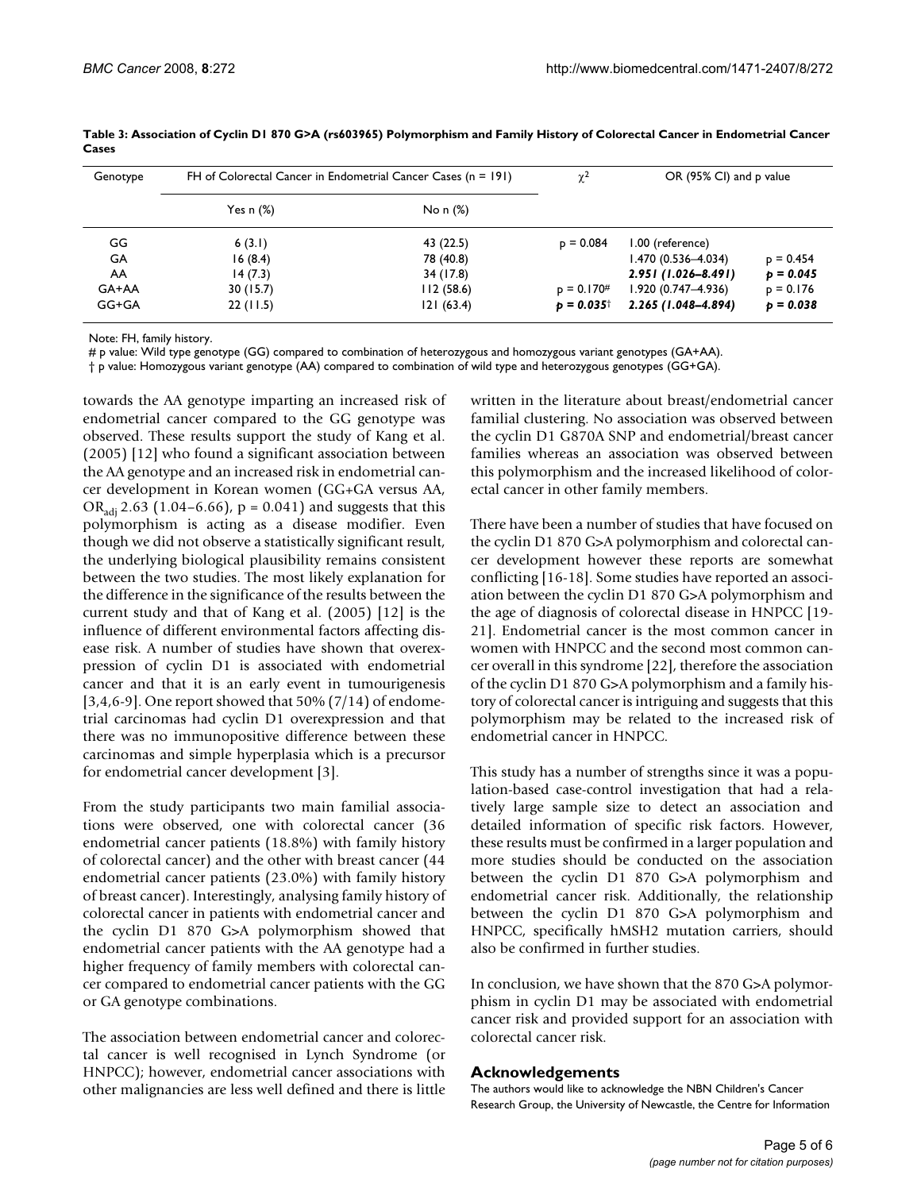**Table 3: Association of Cyclin D1 870 G>A (rs603965) Polymorphism and Family History of Colorectal Cancer in Endometrial Cancer Cases**

| Genotype | FH of Colorectal Cancer in Endometrial Cancer Cases (n = 191) | | $\chi^2$ | OR (95% CI) and p value | |
|---|---|---|---|---|---|
| | Yes n (%) | No n (%) | | | |
| GG | 6 (3.1) | 43 (22.5) | p = 0.084 | 1.00 (reference) | |
| GA | 16 (8.4) | 78 (40.8) | | 1.470 (0.536–4.034) | p = 0.454 |
| AA | 14 (7.3) | 34 (17.8) | | ***2.951 (1.026–8.491)*** | ***p = 0.045*** |
| GA+AA | 30 (15.7) | 112 (58.6) | p = 0.170# | 1.920 (0.747–4.936) | p = 0.176 |
| GG+GA | 22 (11.5) | 121 (63.4) | ***p = 0.035***† | ***2.265 (1.048–4.894)*** | ***p = 0.038*** |

Note: FH, family history.
# p value: Wild type genotype (GG) compared to combination of heterozygous and homozygous variant genotypes (GA+AA).
† p value: Homozygous variant genotype (AA) compared to combination of wild type and heterozygous genotypes (GG+GA).

towards the AA genotype imparting an increased risk of endometrial cancer compared to the GG genotype was observed. These results support the study of Kang et al. (2005) [12] who found a significant association between the AA genotype and an increased risk in endometrial cancer development in Korean women (GG+GA versus AA, $OR_{adj}$ 2.63 (1.04–6.66), p = 0.041) and suggests that this polymorphism is acting as a disease modifier. Even though we did not observe a statistically significant result, the underlying biological plausibility remains consistent between the two studies. The most likely explanation for the difference in the significance of the results between the current study and that of Kang et al. (2005) [12] is the influence of different environmental factors affecting disease risk. A number of studies have shown that overexpression of cyclin D1 is associated with endometrial cancer and that it is an early event in tumourigenesis [3,4,6-9]. One report showed that 50% (7/14) of endometrial carcinomas had cyclin D1 overexpression and that there was no immunopositive difference between these carcinomas and simple hyperplasia which is a precursor for endometrial cancer development [3].

From the study participants two main familial associations were observed, one with colorectal cancer (36 endometrial cancer patients (18.8%) with family history of colorectal cancer) and the other with breast cancer (44 endometrial cancer patients (23.0%) with family history of breast cancer). Interestingly, analysing family history of colorectal cancer in patients with endometrial cancer and the cyclin D1 870 G>A polymorphism showed that endometrial cancer patients with the AA genotype had a higher frequency of family members with colorectal cancer compared to endometrial cancer patients with the GG or GA genotype combinations.

The association between endometrial cancer and colorectal cancer is well recognised in Lynch Syndrome (or HNPCC); however, endometrial cancer associations with other malignancies are less well defined and there is little written in the literature about breast/endometrial cancer familial clustering. No association was observed between the cyclin D1 G870A SNP and endometrial/breast cancer families whereas an association was observed between this polymorphism and the increased likelihood of colorectal cancer in other family members.

There have been a number of studies that have focused on the cyclin D1 870 G>A polymorphism and colorectal cancer development however these reports are somewhat conflicting [16-18]. Some studies have reported an association between the cyclin D1 870 G>A polymorphism and the age of diagnosis of colorectal disease in HNPCC [19-21]. Endometrial cancer is the most common cancer in women with HNPCC and the second most common cancer overall in this syndrome [22], therefore the association of the cyclin D1 870 G>A polymorphism and a family history of colorectal cancer is intriguing and suggests that this polymorphism may be related to the increased risk of endometrial cancer in HNPCC.

This study has a number of strengths since it was a population-based case-control investigation that had a relatively large sample size to detect an association and detailed information of specific risk factors. However, these results must be confirmed in a larger population and more studies should be conducted on the association between the cyclin D1 870 G>A polymorphism and endometrial cancer risk. Additionally, the relationship between the cyclin D1 870 G>A polymorphism and HNPCC, specifically hMSH2 mutation carriers, should also be confirmed in further studies.

In conclusion, we have shown that the 870 G>A polymorphism in cyclin D1 may be associated with endometrial cancer risk and provided support for an association with colorectal cancer risk.

## Acknowledgements

The authors would like to acknowledge the NBN Children's Cancer Research Group, the University of Newcastle, the Centre for Information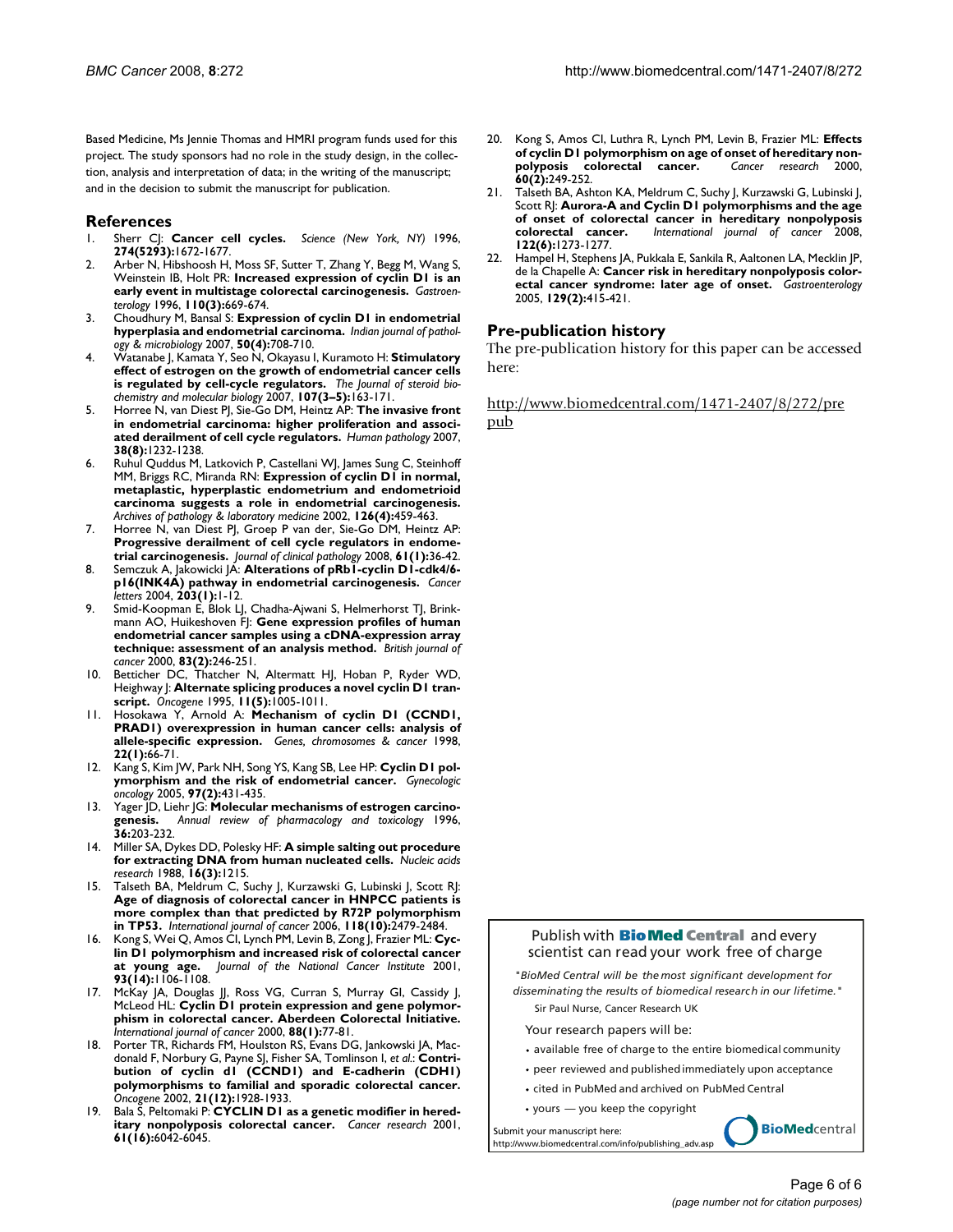Based Medicine, Ms Jennie Thomas and HMRI program funds used for this project. The study sponsors had no role in the study design, in the collection, analysis and interpretation of data; in the writing of the manuscript; and in the decision to submit the manuscript for publication.

## References

1. Sherr CJ: **Cancer cell cycles.** *Science (New York, NY)* 1996, **274(5293):**1672-1677.
2. Arber N, Hibshoosh H, Moss SF, Sutter T, Zhang Y, Begg M, Wang S, Weinstein IB, Holt PR: **Increased expression of cyclin D1 is an early event in multistage colorectal carcinogenesis.** *Gastroenterology* 1996, **110(3):**669-674.
3. Choudhury M, Bansal S: **Expression of cyclin D1 in endometrial hyperplasia and endometrial carcinoma.** *Indian journal of pathology & microbiology* 2007, **50(4):**708-710.
4. Watanabe J, Kamata Y, Seo N, Okayasu I, Kuramoto H: **Stimulatory effect of estrogen on the growth of endometrial cancer cells is regulated by cell-cycle regulators.** *The Journal of steroid biochemistry and molecular biology* 2007, **107(3–5):**163-171.
5. Horree N, van Diest PJ, Sie-Go DM, Heintz AP: **The invasive front in endometrial carcinoma: higher proliferation and associated derailment of cell cycle regulators.** *Human pathology* 2007, **38(8):**1232-1238.
6. Ruhul Quddus M, Latkovich P, Castellani WJ, James Sung C, Steinhoff MM, Briggs RC, Miranda RN: **Expression of cyclin D1 in normal, metaplastic, hyperplastic endometrium and endometrioid carcinoma suggests a role in endometrial carcinogenesis.** *Archives of pathology & laboratory medicine* 2002, **126(4):**459-463.
7. Horree N, van Diest PJ, Groep P van der, Sie-Go DM, Heintz AP: **Progressive derailment of cell cycle regulators in endometrial carcinogenesis.** *Journal of clinical pathology* 2008, **61(1):**36-42.
8. Semczuk A, Jakowicki JA: **Alterations of pRb1-cyclin D1-cdk4/6-p16(INK4A) pathway in endometrial carcinogenesis.** *Cancer letters* 2004, **203(1):**1-12.
9. Smid-Koopman E, Blok LJ, Chadha-Ajwani S, Helmerhorst TJ, Brinkmann AO, Huikeshoven FJ: **Gene expression profiles of human endometrial cancer samples using a cDNA-expression array technique: assessment of an analysis method.** *British journal of cancer* 2000, **83(2):**246-251.
10. Betticher DC, Thatcher N, Altermatt HJ, Hoban P, Ryder WD, Heighway J: **Alternate splicing produces a novel cyclin D1 transcript.** *Oncogene* 1995, **11(5):**1005-1011.
11. Hosokawa Y, Arnold A: **Mechanism of cyclin D1 (CCND1, PRAD1) overexpression in human cancer cells: analysis of allele-specific expression.** *Genes, chromosomes & cancer* 1998, **22(1):**66-71.
12. Kang S, Kim JW, Park NH, Song YS, Kang SB, Lee HP: **Cyclin D1 polymorphism and the risk of endometrial cancer.** *Gynecologic oncology* 2005, **97(2):**431-435.
13. Yager JD, Liehr JG: **Molecular mechanisms of estrogen carcinogenesis.** *Annual review of pharmacology and toxicology* 1996, **36:**203-232.
14. Miller SA, Dykes DD, Polesky HF: **A simple salting out procedure for extracting DNA from human nucleated cells.** *Nucleic acids research* 1988, **16(3):**1215.
15. Talseth BA, Meldrum C, Suchy J, Kurzawski G, Lubinski J, Scott RJ: **Age of diagnosis of colorectal cancer in HNPCC patients is more complex than that predicted by R72P polymorphism in TP53.** *International journal of cancer* 2006, **118(10):**2479-2484.
16. Kong S, Wei Q, Amos CI, Lynch PM, Levin B, Zong J, Frazier ML: **Cyclin D1 polymorphism and increased risk of colorectal cancer at young age.** *Journal of the National Cancer Institute* 2001, **93(14):**1106-1108.
17. McKay JA, Douglas JJ, Ross VG, Curran S, Murray GI, Cassidy J, McLeod HL: **Cyclin D1 protein expression and gene polymorphism in colorectal cancer. Aberdeen Colorectal Initiative.** *International journal of cancer* 2000, **88(1):**77-81.
18. Porter TR, Richards FM, Houlston RS, Evans DG, Jankowski JA, Macdonald F, Norbury G, Payne SJ, Fisher SA, Tomlinson I, *et al.*: **Contribution of cyclin d1 (CCND1) and E-cadherin (CDH1) polymorphisms to familial and sporadic colorectal cancer.** *Oncogene* 2002, **21(12):**1928-1933.
19. Bala S, Peltomaki P: **CYCLIN D1 as a genetic modifier in hereditary nonpolyposis colorectal cancer.** *Cancer research* 2001, **61(16):**6042-6045.
20. Kong S, Amos CI, Luthra R, Lynch PM, Levin B, Frazier ML: **Effects of cyclin D1 polymorphism on age of onset of hereditary nonpolyposis colorectal cancer.** *Cancer research* 2000, **60(2):**249-252.
21. Talseth BA, Ashton KA, Meldrum C, Suchy J, Kurzawski G, Lubinski J, Scott RJ: **Aurora-A and Cyclin D1 polymorphisms and the age of onset of colorectal cancer in hereditary nonpolyposis colorectal cancer.** *International journal of cancer* 2008, **122(6):**1273-1277.
22. Hampel H, Stephens JA, Pukkala E, Sankila R, Aaltonen LA, Mecklin JP, de la Chapelle A: **Cancer risk in hereditary nonpolyposis colorectal cancer syndrome: later age of onset.** *Gastroenterology* 2005, **129(2):**415-421.

## Pre-publication history

The pre-publication history for this paper can be accessed here:

http://www.biomedcentral.com/1471-2407/8/272/prepub

Publish with **BioMed Central** and every scientist can read your work free of charge

*"BioMed Central will be the most significant development for disseminating the results of biomedical research in our lifetime."*
Sir Paul Nurse, Cancer Research UK

Your research papers will be:

- available free of charge to the entire biomedical community
- peer reviewed and published immediately upon acceptance
- cited in PubMed and archived on PubMed Central
- yours — you keep the copyright

Submit your manuscript here:
http://www.biomedcentral.com/info/publishing_adv.asp

BioMedcentral